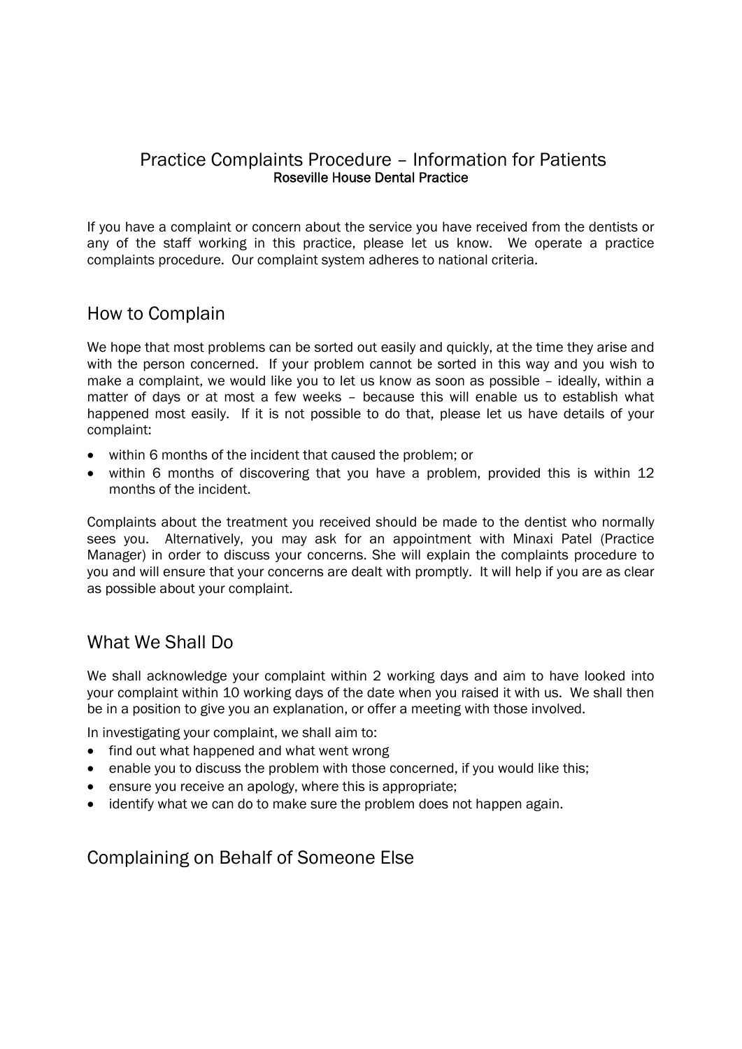# Practice Complaints Procedure – Information for Patients

**Roseville House Dental Practice**

If you have a complaint or concern about the service you have received from the dentists or any of the staff working in this practice, please let us know. We operate a practice complaints procedure. Our complaint system adheres to national criteria.

## How to Complain

We hope that most problems can be sorted out easily and quickly, at the time they arise and with the person concerned. If your problem cannot be sorted in this way and you wish to make a complaint, we would like you to let us know as soon as possible – ideally, within a matter of days or at most a few weeks – because this will enable us to establish what happened most easily. If it is not possible to do that, please let us have details of your complaint:

- within 6 months of the incident that caused the problem; or
- within 6 months of discovering that you have a problem, provided this is within 12 months of the incident.

Complaints about the treatment you received should be made to the dentist who normally sees you. Alternatively, you may ask for an appointment with Minaxi Patel (Practice Manager) in order to discuss your concerns. She will explain the complaints procedure to you and will ensure that your concerns are dealt with promptly. It will help if you are as clear as possible about your complaint.

## What We Shall Do

We shall acknowledge your complaint within 2 working days and aim to have looked into your complaint within 10 working days of the date when you raised it with us. We shall then be in a position to give you an explanation, or offer a meeting with those involved.

In investigating your complaint, we shall aim to:

- find out what happened and what went wrong
- enable you to discuss the problem with those concerned, if you would like this;
- ensure you receive an apology, where this is appropriate;
- identify what we can do to make sure the problem does not happen again.

## Complaining on Behalf of Someone Else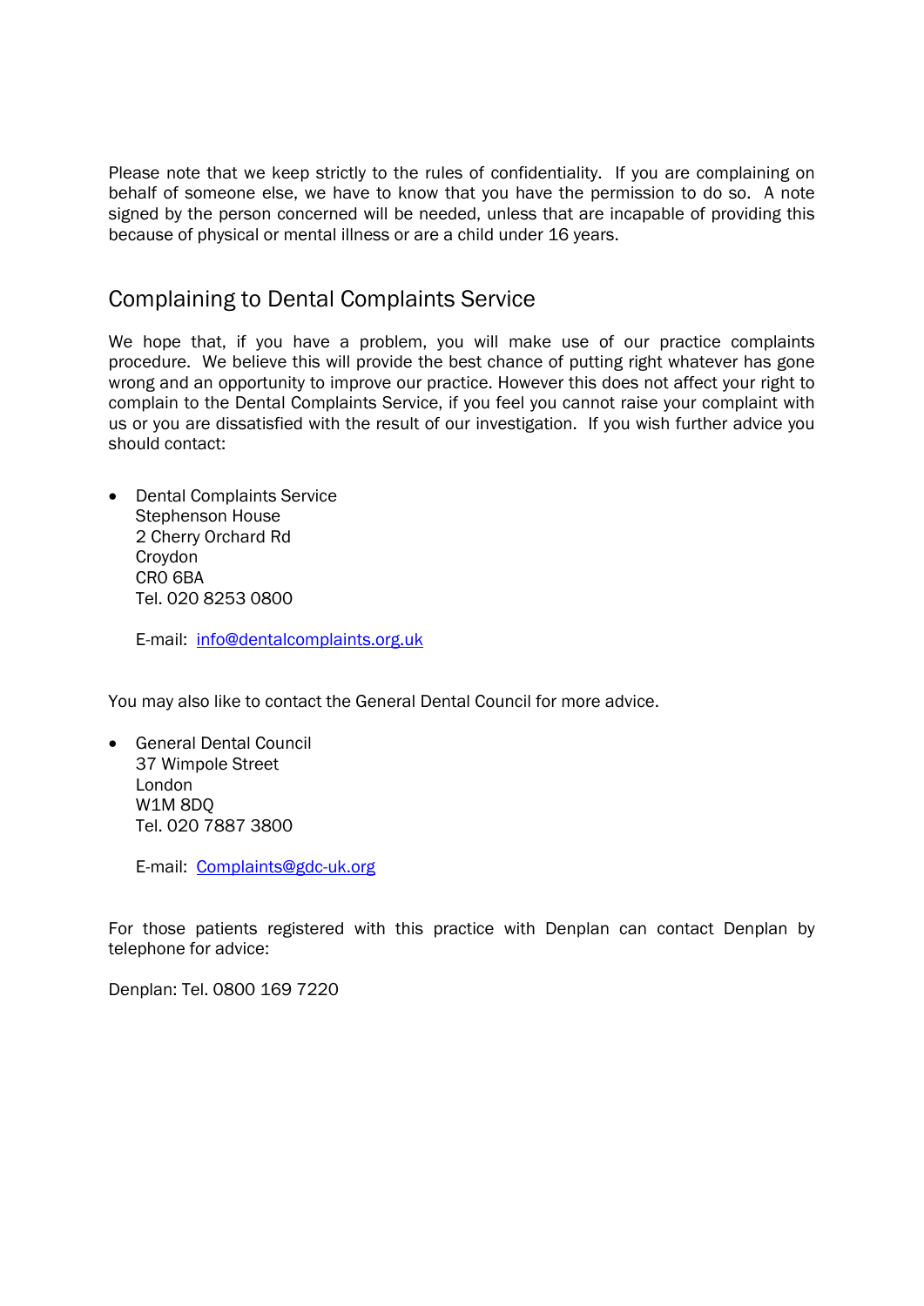Please note that we keep strictly to the rules of confidentiality. If you are complaining on behalf of someone else, we have to know that you have the permission to do so. A note signed by the person concerned will be needed, unless that are incapable of providing this because of physical or mental illness or are a child under 16 years.

## Complaining to Dental Complaints Service

We hope that, if you have a problem, you will make use of our practice complaints procedure. We believe this will provide the best chance of putting right whatever has gone wrong and an opportunity to improve our practice. However this does not affect your right to complain to the Dental Complaints Service, if you feel you cannot raise your complaint with us or you are dissatisfied with the result of our investigation. If you wish further advice you should contact:

- Dental Complaints Service
  Stephenson House
  2 Cherry Orchard Rd
  Croydon
  CR0 6BA
  Tel. 020 8253 0800

  E-mail: info@dentalcomplaints.org.uk

You may also like to contact the General Dental Council for more advice.

- General Dental Council
  37 Wimpole Street
  London
  W1M 8DQ
  Tel. 020 7887 3800

  E-mail: Complaints@gdc-uk.org

For those patients registered with this practice with Denplan can contact Denplan by telephone for advice:

Denplan: Tel. 0800 169 7220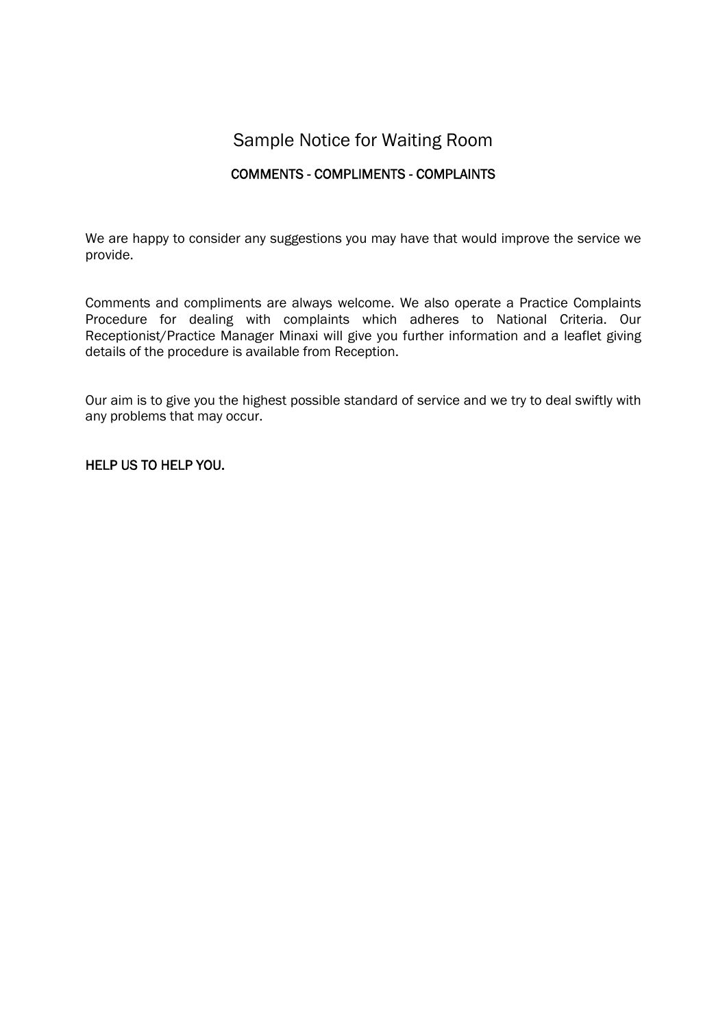# Sample Notice for Waiting Room

## COMMENTS - COMPLIMENTS - COMPLAINTS

We are happy to consider any suggestions you may have that would improve the service we provide.

Comments and compliments are always welcome. We also operate a Practice Complaints Procedure for dealing with complaints which adheres to National Criteria. Our Receptionist/Practice Manager Minaxi will give you further information and a leaflet giving details of the procedure is available from Reception.

Our aim is to give you the highest possible standard of service and we try to deal swiftly with any problems that may occur.

**HELP US TO HELP YOU.**